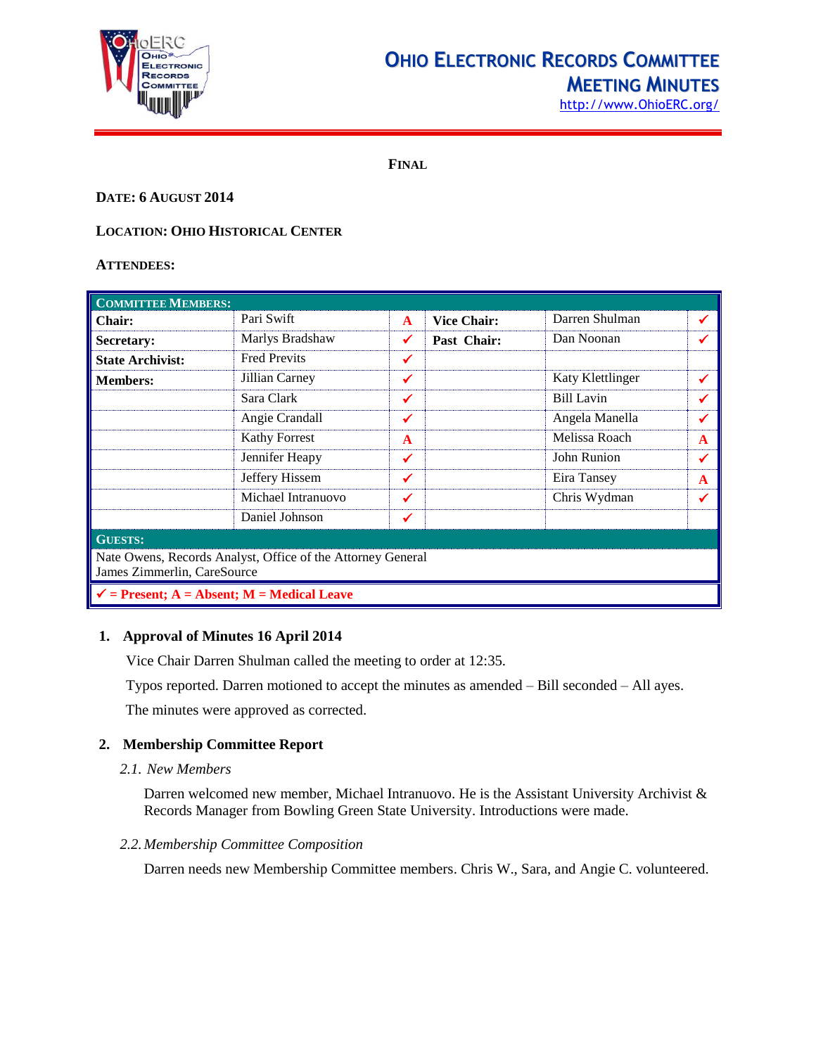# Ohio Electronic Records Committee Meeting Minutes

http://www.OhioERC.org/

**FINAL**

**DATE: 6 AUGUST 2014**

**LOCATION: OHIO HISTORICAL CENTER**

**ATTENDEES:**

| **COMMITTEE MEMBERS:** | | | | | |
|---|---|---|---|---|---|
| **Chair:** | Pari Swift | A | **Vice Chair:** | Darren Shulman | ✓ |
| **Secretary:** | Marlys Bradshaw | ✓ | **Past Chair:** | Dan Noonan | ✓ |
| **State Archivist:** | Fred Previts | ✓ | | | |
| **Members:** | Jillian Carney | ✓ | | Katy Klettlinger | ✓ |
| | Sara Clark | ✓ | | Bill Lavin | ✓ |
| | Angie Crandall | ✓ | | Angela Manella | ✓ |
| | Kathy Forrest | A | | Melissa Roach | A |
| | Jennifer Heapy | ✓ | | John Runion | ✓ |
| | Jeffery Hissem | ✓ | | Eira Tansey | A |
| | Michael Intranuovo | ✓ | | Chris Wydman | ✓ |
| | Daniel Johnson | ✓ | | | |
| **GUESTS:** | | | | | |
| Nate Owens, Records Analyst, Office of the Attorney General<br>James Zimmerlin, CareSource | | | | | |
| **✓ = Present; A = Absent; M = Medical Leave** | | | | | |

## 1. Approval of Minutes 16 April 2014

Vice Chair Darren Shulman called the meeting to order at 12:35.

Typos reported. Darren motioned to accept the minutes as amended – Bill seconded – All ayes.

The minutes were approved as corrected.

## 2. Membership Committee Report

### *2.1. New Members*

Darren welcomed new member, Michael Intranuovo. He is the Assistant University Archivist & Records Manager from Bowling Green State University. Introductions were made.

### *2.2. Membership Committee Composition*

Darren needs new Membership Committee members. Chris W., Sara, and Angie C. volunteered.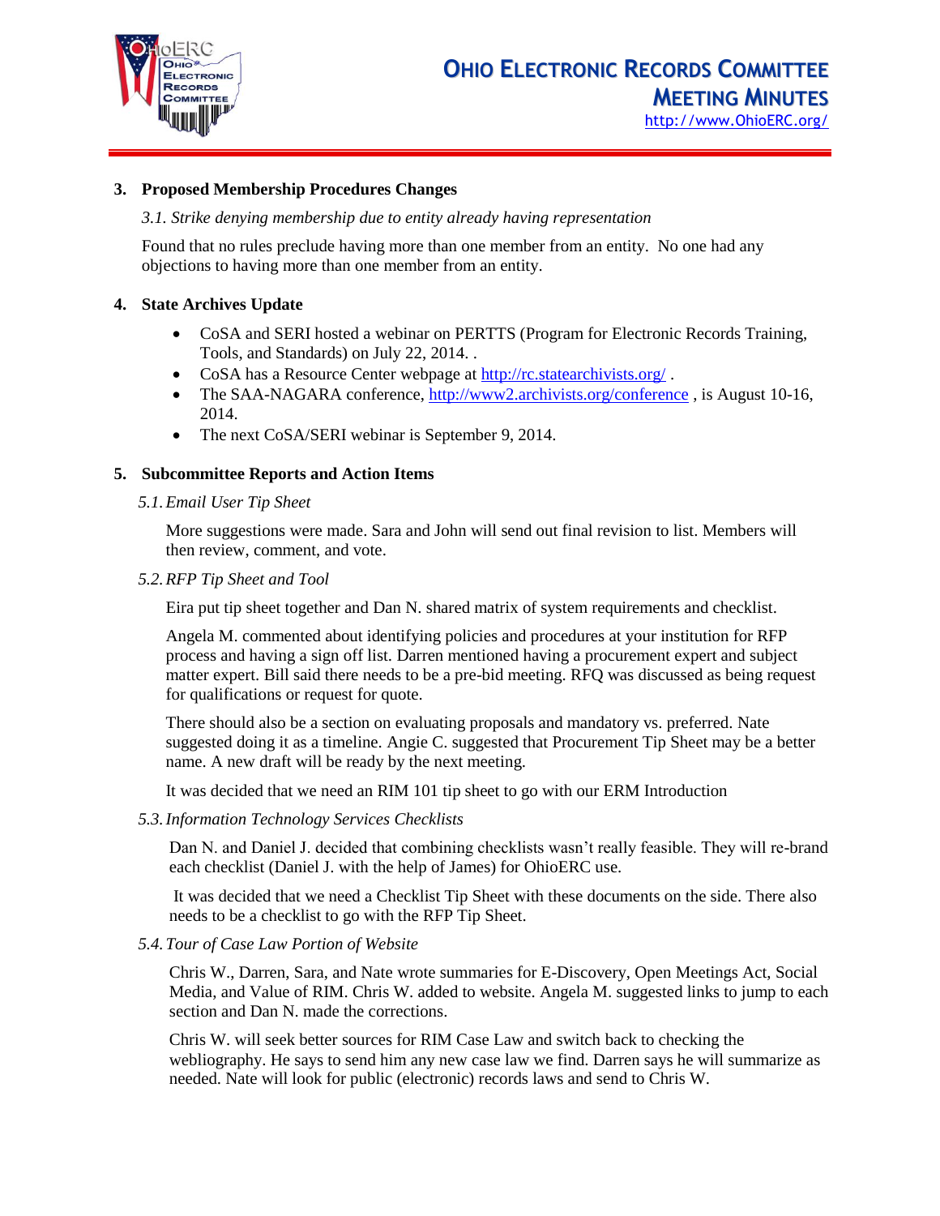### 3. Proposed Membership Procedures Changes

*3.1. Strike denying membership due to entity already having representation*

Found that no rules preclude having more than one member from an entity. No one had any objections to having more than one member from an entity.

### 4. State Archives Update

- CoSA and SERI hosted a webinar on PERTTS (Program for Electronic Records Training, Tools, and Standards) on July 22, 2014. .
- CoSA has a Resource Center webpage at http://rc.statearchivists.org/ .
- The SAA-NAGARA conference, http://www2.archivists.org/conference , is August 10-16, 2014.
- The next CoSA/SERI webinar is September 9, 2014.

### 5. Subcommittee Reports and Action Items

*5.1. Email User Tip Sheet*

More suggestions were made. Sara and John will send out final revision to list. Members will then review, comment, and vote.

*5.2. RFP Tip Sheet and Tool*

Eira put tip sheet together and Dan N. shared matrix of system requirements and checklist.

Angela M. commented about identifying policies and procedures at your institution for RFP process and having a sign off list. Darren mentioned having a procurement expert and subject matter expert. Bill said there needs to be a pre-bid meeting. RFQ was discussed as being request for qualifications or request for quote.

There should also be a section on evaluating proposals and mandatory vs. preferred. Nate suggested doing it as a timeline. Angie C. suggested that Procurement Tip Sheet may be a better name. A new draft will be ready by the next meeting.

It was decided that we need an RIM 101 tip sheet to go with our ERM Introduction

*5.3. Information Technology Services Checklists*

Dan N. and Daniel J. decided that combining checklists wasn't really feasible. They will re-brand each checklist (Daniel J. with the help of James) for OhioERC use.

It was decided that we need a Checklist Tip Sheet with these documents on the side. There also needs to be a checklist to go with the RFP Tip Sheet.

*5.4. Tour of Case Law Portion of Website*

Chris W., Darren, Sara, and Nate wrote summaries for E-Discovery, Open Meetings Act, Social Media, and Value of RIM. Chris W. added to website. Angela M. suggested links to jump to each section and Dan N. made the corrections.

Chris W. will seek better sources for RIM Case Law and switch back to checking the webliography. He says to send him any new case law we find. Darren says he will summarize as needed. Nate will look for public (electronic) records laws and send to Chris W.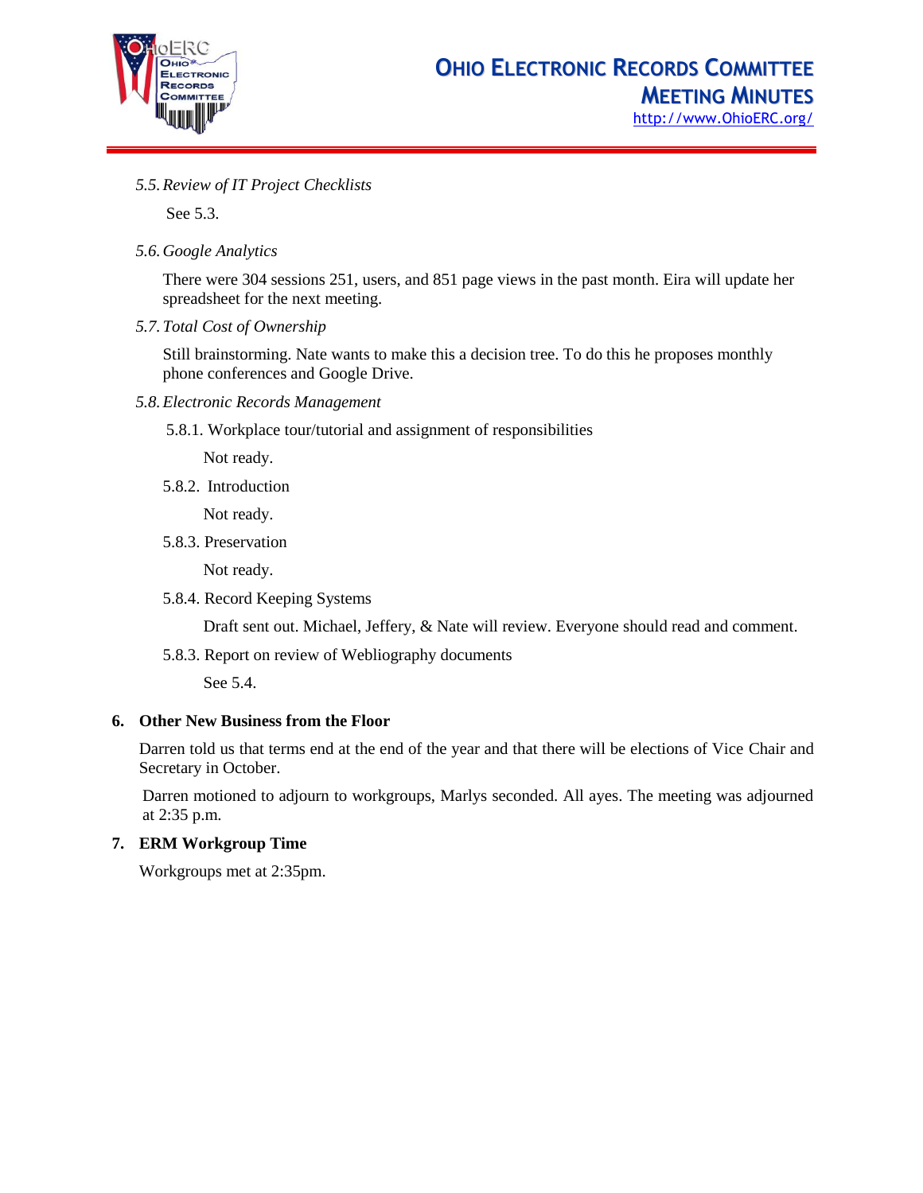*5.5. Review of IT Project Checklists*

See 5.3.

*5.6. Google Analytics*

There were 304 sessions 251, users, and 851 page views in the past month. Eira will update her spreadsheet for the next meeting.

*5.7. Total Cost of Ownership*

Still brainstorming. Nate wants to make this a decision tree. To do this he proposes monthly phone conferences and Google Drive.

*5.8. Electronic Records Management*

5.8.1. Workplace tour/tutorial and assignment of responsibilities

Not ready.

5.8.2. Introduction

Not ready.

5.8.3. Preservation

Not ready.

5.8.4. Record Keeping Systems

Draft sent out. Michael, Jeffery, & Nate will review. Everyone should read and comment.

5.8.3. Report on review of Webliography documents

See 5.4.

## 6. Other New Business from the Floor

Darren told us that terms end at the end of the year and that there will be elections of Vice Chair and Secretary in October.

Darren motioned to adjourn to workgroups, Marlys seconded. All ayes. The meeting was adjourned at 2:35 p.m.

## 7. ERM Workgroup Time

Workgroups met at 2:35pm.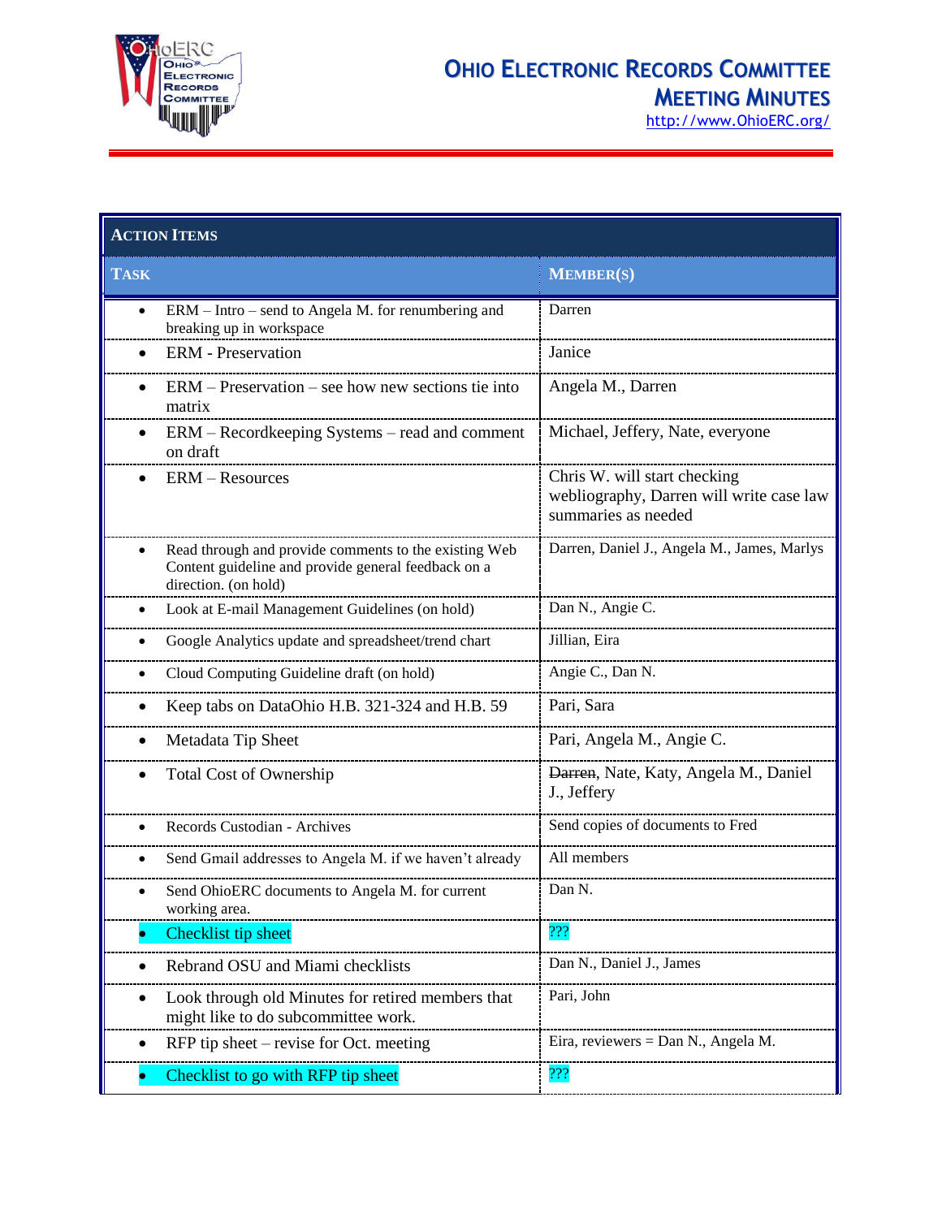| Action Items | |
|---|---|
| **Task** | **Member(s)** |
| • ERM – Intro – send to Angela M. for renumbering and breaking up in workspace | Darren |
| • ERM - Preservation | Janice |
| • ERM – Preservation – see how new sections tie into matrix | Angela M., Darren |
| • ERM – Recordkeeping Systems – read and comment on draft | Michael, Jeffery, Nate, everyone |
| • ERM – Resources | Chris W. will start checking webliography, Darren will write case law summaries as needed |
| • Read through and provide comments to the existing Web Content guideline and provide general feedback on a direction. (on hold) | Darren, Daniel J., Angela M., James, Marlys |
| • Look at E-mail Management Guidelines (on hold) | Dan N., Angie C. |
| • Google Analytics update and spreadsheet/trend chart | Jillian, Eira |
| • Cloud Computing Guideline draft (on hold) | Angie C., Dan N. |
| • Keep tabs on DataOhio H.B. 321-324 and H.B. 59 | Pari, Sara |
| • Metadata Tip Sheet | Pari, Angela M., Angie C. |
| • Total Cost of Ownership | ~~Darren~~, Nate, Katy, Angela M., Daniel J., Jeffery |
| • Records Custodian - Archives | Send copies of documents to Fred |
| • Send Gmail addresses to Angela M. if we haven't already | All members |
| • Send OhioERC documents to Angela M. for current working area. | Dan N. |
| • Checklist tip sheet | ??? |
| • Rebrand OSU and Miami checklists | Dan N., Daniel J., James |
| • Look through old Minutes for retired members that might like to do subcommittee work. | Pari, John |
| • RFP tip sheet – revise for Oct. meeting | Eira, reviewers = Dan N., Angela M. |
| • Checklist to go with RFP tip sheet | ??? |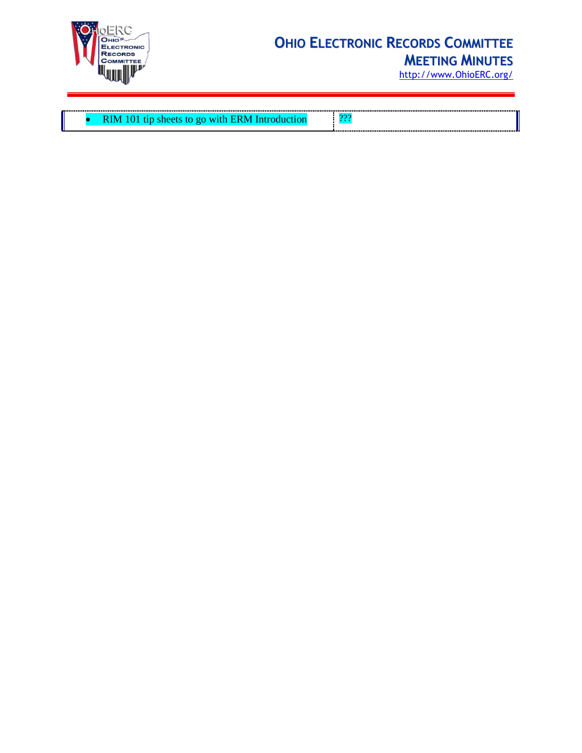| | |
|---|---|
| • RIM 101 tip sheets to go with ERM Introduction | ??? |